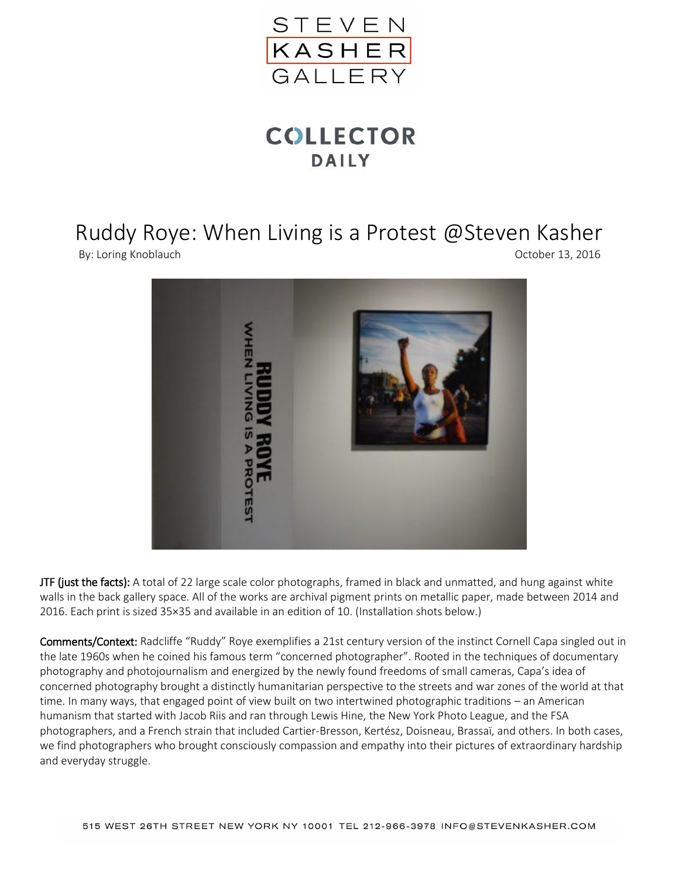STEVEN KASHER GALLERY

COLLECTOR DAILY

# Ruddy Roye: When Living is a Protest @Steven Kasher

By: Loring Knoblauch

October 13, 2016

**JTF (just the facts):** A total of 22 large scale color photographs, framed in black and unmatted, and hung against white walls in the back gallery space. All of the works are archival pigment prints on metallic paper, made between 2014 and 2016. Each print is sized 35×35 and available in an edition of 10. (Installation shots below.)

**Comments/Context:** Radcliffe "Ruddy" Roye exemplifies a 21st century version of the instinct Cornell Capa singled out in the late 1960s when he coined his famous term "concerned photographer". Rooted in the techniques of documentary photography and photojournalism and energized by the newly found freedoms of small cameras, Capa's idea of concerned photography brought a distinctly humanitarian perspective to the streets and war zones of the world at that time. In many ways, that engaged point of view built on two intertwined photographic traditions – an American humanism that started with Jacob Riis and ran through Lewis Hine, the New York Photo League, and the FSA photographers, and a French strain that included Cartier-Bresson, Kertész, Doisneau, Brassaï, and others. In both cases, we find photographers who brought consciously compassion and empathy into their pictures of extraordinary hardship and everyday struggle.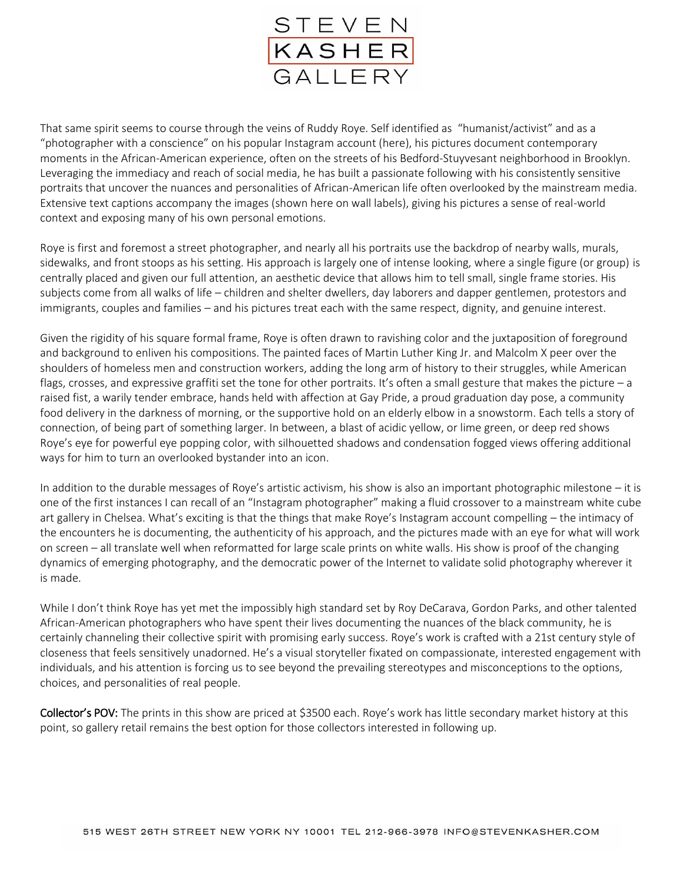That same spirit seems to course through the veins of Ruddy Roye. Self identified as  "humanist/activist" and as a "photographer with a conscience" on his popular Instagram account (here), his pictures document contemporary moments in the African-American experience, often on the streets of his Bedford-Stuyvesant neighborhood in Brooklyn. Leveraging the immediacy and reach of social media, he has built a passionate following with his consistently sensitive portraits that uncover the nuances and personalities of African-American life often overlooked by the mainstream media. Extensive text captions accompany the images (shown here on wall labels), giving his pictures a sense of real-world context and exposing many of his own personal emotions.

Roye is first and foremost a street photographer, and nearly all his portraits use the backdrop of nearby walls, murals, sidewalks, and front stoops as his setting. His approach is largely one of intense looking, where a single figure (or group) is centrally placed and given our full attention, an aesthetic device that allows him to tell small, single frame stories. His subjects come from all walks of life – children and shelter dwellers, day laborers and dapper gentlemen, protestors and immigrants, couples and families – and his pictures treat each with the same respect, dignity, and genuine interest.

Given the rigidity of his square formal frame, Roye is often drawn to ravishing color and the juxtaposition of foreground and background to enliven his compositions. The painted faces of Martin Luther King Jr. and Malcolm X peer over the shoulders of homeless men and construction workers, adding the long arm of history to their struggles, while American flags, crosses, and expressive graffiti set the tone for other portraits. It's often a small gesture that makes the picture – a raised fist, a warily tender embrace, hands held with affection at Gay Pride, a proud graduation day pose, a community food delivery in the darkness of morning, or the supportive hold on an elderly elbow in a snowstorm. Each tells a story of connection, of being part of something larger. In between, a blast of acidic yellow, or lime green, or deep red shows Roye's eye for powerful eye popping color, with silhouetted shadows and condensation fogged views offering additional ways for him to turn an overlooked bystander into an icon.

In addition to the durable messages of Roye's artistic activism, his show is also an important photographic milestone – it is one of the first instances I can recall of an "Instagram photographer" making a fluid crossover to a mainstream white cube art gallery in Chelsea. What's exciting is that the things that make Roye's Instagram account compelling – the intimacy of the encounters he is documenting, the authenticity of his approach, and the pictures made with an eye for what will work on screen – all translate well when reformatted for large scale prints on white walls. His show is proof of the changing dynamics of emerging photography, and the democratic power of the Internet to validate solid photography wherever it is made.

While I don't think Roye has yet met the impossibly high standard set by Roy DeCarava, Gordon Parks, and other talented African-American photographers who have spent their lives documenting the nuances of the black community, he is certainly channeling their collective spirit with promising early success. Roye's work is crafted with a 21st century style of closeness that feels sensitively unadorned. He's a visual storyteller fixated on compassionate, interested engagement with individuals, and his attention is forcing us to see beyond the prevailing stereotypes and misconceptions to the options, choices, and personalities of real people.

**Collector's POV:** The prints in this show are priced at $3500 each. Roye's work has little secondary market history at this point, so gallery retail remains the best option for those collectors interested in following up.